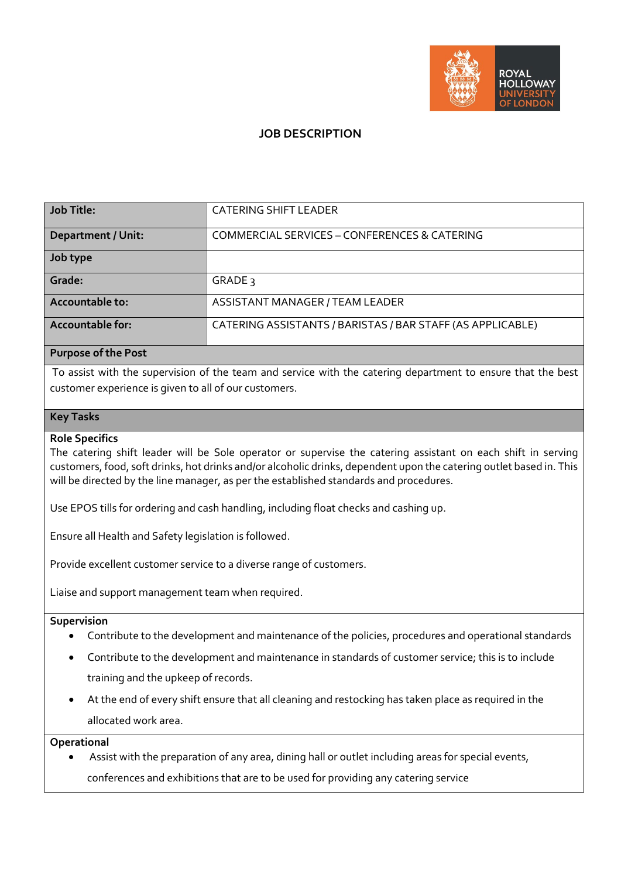# JOB DESCRIPTION

| Job Title: | CATERING SHIFT LEADER |
|---|---|
| Department / Unit: | COMMERCIAL SERVICES – CONFERENCES & CATERING |
| Job type | |
| Grade: | GRADE 3 |
| Accountable to: | ASSISTANT MANAGER / TEAM LEADER |
| Accountable for: | CATERING ASSISTANTS / BARISTAS / BAR STAFF (AS APPLICABLE) |

## Purpose of the Post

To assist with the supervision of the team and service with the catering department to ensure that the best customer experience is given to all of our customers.

## Key Tasks

### Role Specifics

The catering shift leader will be Sole operator or supervise the catering assistant on each shift in serving customers, food, soft drinks, hot drinks and/or alcoholic drinks, dependent upon the catering outlet based in. This will be directed by the line manager, as per the established standards and procedures.

Use EPOS tills for ordering and cash handling, including float checks and cashing up.

Ensure all Health and Safety legislation is followed.

Provide excellent customer service to a diverse range of customers.

Liaise and support management team when required.

### Supervision

- Contribute to the development and maintenance of the policies, procedures and operational standards
- Contribute to the development and maintenance in standards of customer service; this is to include training and the upkeep of records.
- At the end of every shift ensure that all cleaning and restocking has taken place as required in the allocated work area.

### Operational

- Assist with the preparation of any area, dining hall or outlet including areas for special events, conferences and exhibitions that are to be used for providing any catering service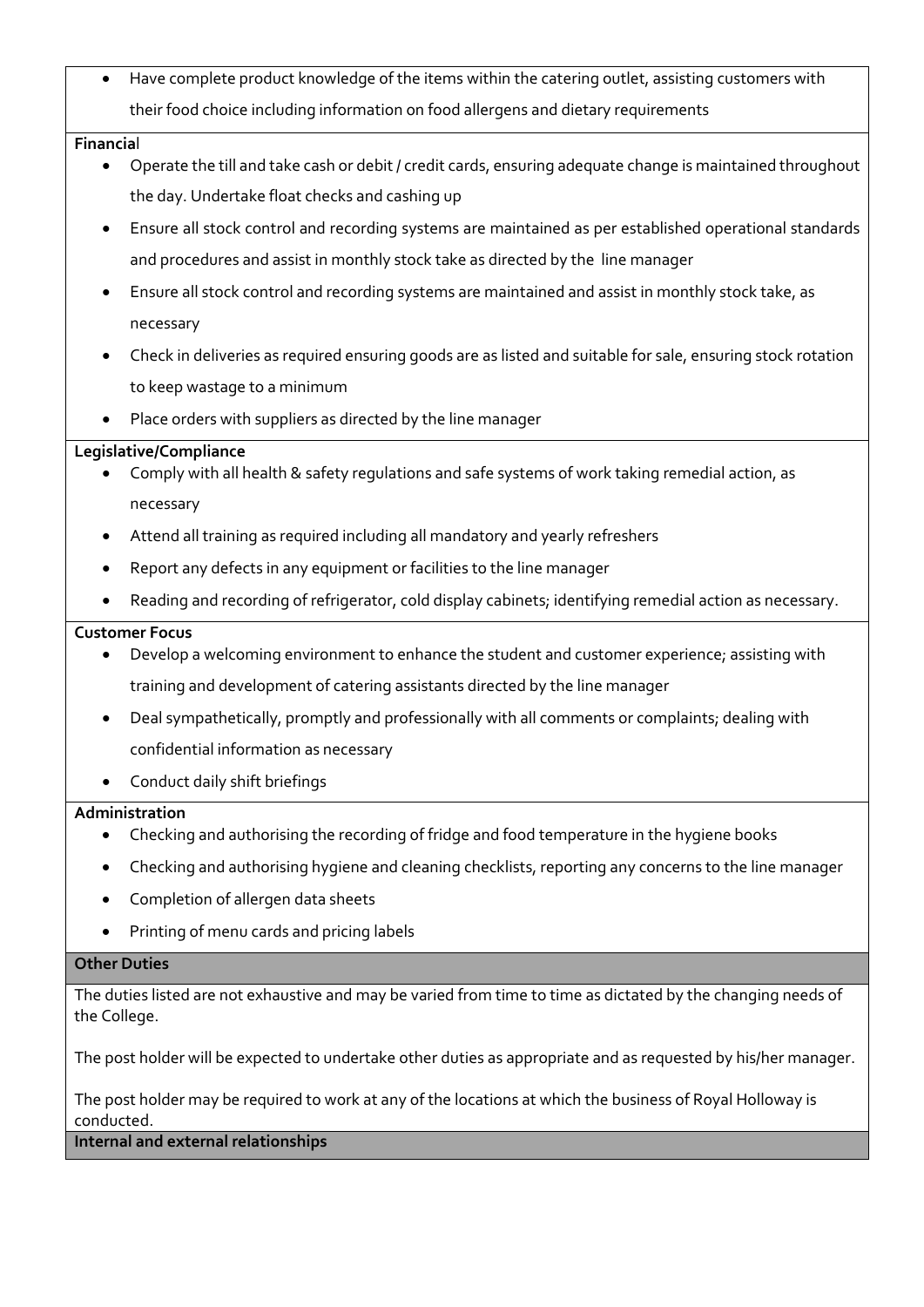- Have complete product knowledge of the items within the catering outlet, assisting customers with their food choice including information on food allergens and dietary requirements

**Financial**

- Operate the till and take cash or debit / credit cards, ensuring adequate change is maintained throughout the day. Undertake float checks and cashing up
- Ensure all stock control and recording systems are maintained as per established operational standards and procedures and assist in monthly stock take as directed by the line manager
- Ensure all stock control and recording systems are maintained and assist in monthly stock take, as necessary
- Check in deliveries as required ensuring goods are as listed and suitable for sale, ensuring stock rotation to keep wastage to a minimum
- Place orders with suppliers as directed by the line manager

**Legislative/Compliance**

- Comply with all health & safety regulations and safe systems of work taking remedial action, as necessary
- Attend all training as required including all mandatory and yearly refreshers
- Report any defects in any equipment or facilities to the line manager
- Reading and recording of refrigerator, cold display cabinets; identifying remedial action as necessary.

**Customer Focus**

- Develop a welcoming environment to enhance the student and customer experience; assisting with training and development of catering assistants directed by the line manager
- Deal sympathetically, promptly and professionally with all comments or complaints; dealing with confidential information as necessary
- Conduct daily shift briefings

**Administration**

- Checking and authorising the recording of fridge and food temperature in the hygiene books
- Checking and authorising hygiene and cleaning checklists, reporting any concerns to the line manager
- Completion of allergen data sheets
- Printing of menu cards and pricing labels

**Other Duties**

The duties listed are not exhaustive and may be varied from time to time as dictated by the changing needs of the College.

The post holder will be expected to undertake other duties as appropriate and as requested by his/her manager.

The post holder may be required to work at any of the locations at which the business of Royal Holloway is conducted.

**Internal and external relationships**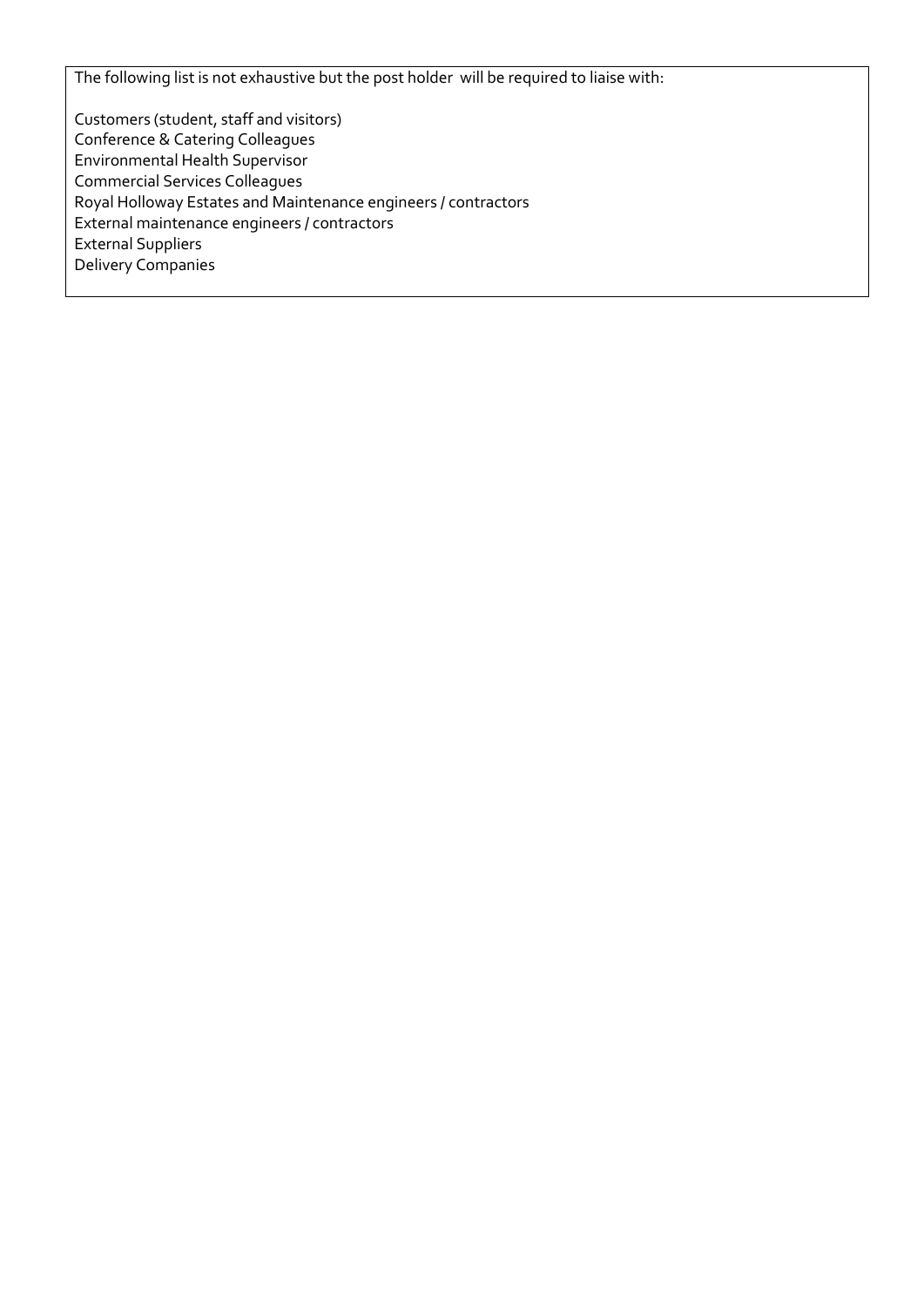The following list is not exhaustive but the post holder will be required to liaise with:

Customers (student, staff and visitors)
Conference & Catering Colleagues
Environmental Health Supervisor
Commercial Services Colleagues
Royal Holloway Estates and Maintenance engineers / contractors
External maintenance engineers / contractors
External Suppliers
Delivery Companies